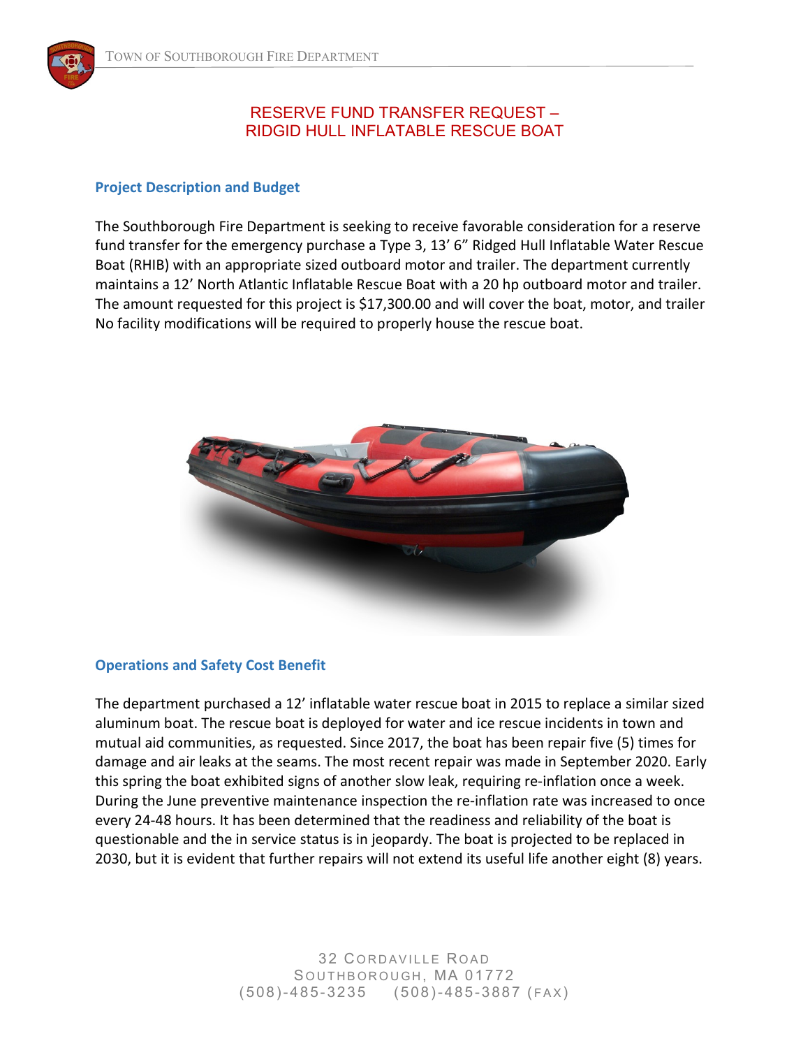# RESERVE FUND TRANSFER REQUEST – RIDGID HULL INFLATABLE RESCUE BOAT

## Project Description and Budget

The Southborough Fire Department is seeking to receive favorable consideration for a reserve fund transfer for the emergency purchase a Type 3, 13' 6" Ridged Hull Inflatable Water Rescue Boat (RHIB) with an appropriate sized outboard motor and trailer. The department currently maintains a 12' North Atlantic Inflatable Rescue Boat with a 20 hp outboard motor and trailer. The amount requested for this project is $17,300.00 and will cover the boat, motor, and trailer No facility modifications will be required to properly house the rescue boat.

## Operations and Safety Cost Benefit

The department purchased a 12' inflatable water rescue boat in 2015 to replace a similar sized aluminum boat. The rescue boat is deployed for water and ice rescue incidents in town and mutual aid communities, as requested. Since 2017, the boat has been repair five (5) times for damage and air leaks at the seams. The most recent repair was made in September 2020. Early this spring the boat exhibited signs of another slow leak, requiring re-inflation once a week. During the June preventive maintenance inspection the re-inflation rate was increased to once every 24-48 hours. It has been determined that the readiness and reliability of the boat is questionable and the in service status is in jeopardy. The boat is projected to be replaced in 2030, but it is evident that further repairs will not extend its useful life another eight (8) years.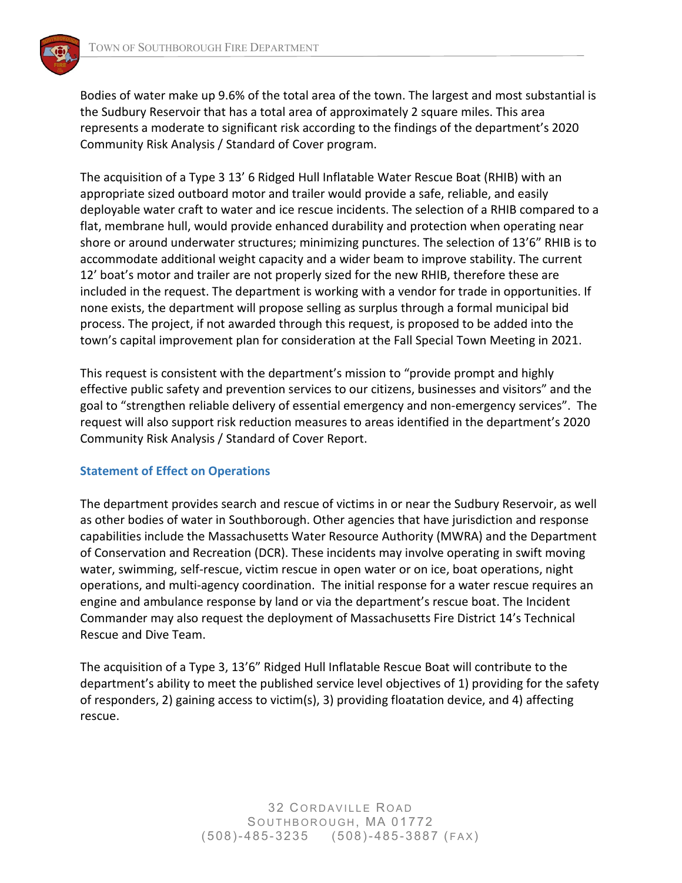Bodies of water make up 9.6% of the total area of the town. The largest and most substantial is the Sudbury Reservoir that has a total area of approximately 2 square miles. This area represents a moderate to significant risk according to the findings of the department's 2020 Community Risk Analysis / Standard of Cover program.

The acquisition of a Type 3 13' 6 Ridged Hull Inflatable Water Rescue Boat (RHIB) with an appropriate sized outboard motor and trailer would provide a safe, reliable, and easily deployable water craft to water and ice rescue incidents. The selection of a RHIB compared to a flat, membrane hull, would provide enhanced durability and protection when operating near shore or around underwater structures; minimizing punctures. The selection of 13'6" RHIB is to accommodate additional weight capacity and a wider beam to improve stability. The current 12' boat's motor and trailer are not properly sized for the new RHIB, therefore these are included in the request. The department is working with a vendor for trade in opportunities. If none exists, the department will propose selling as surplus through a formal municipal bid process. The project, if not awarded through this request, is proposed to be added into the town's capital improvement plan for consideration at the Fall Special Town Meeting in 2021.

This request is consistent with the department's mission to "provide prompt and highly effective public safety and prevention services to our citizens, businesses and visitors" and the goal to "strengthen reliable delivery of essential emergency and non-emergency services". The request will also support risk reduction measures to areas identified in the department's 2020 Community Risk Analysis / Standard of Cover Report.

### Statement of Effect on Operations

The department provides search and rescue of victims in or near the Sudbury Reservoir, as well as other bodies of water in Southborough. Other agencies that have jurisdiction and response capabilities include the Massachusetts Water Resource Authority (MWRA) and the Department of Conservation and Recreation (DCR). These incidents may involve operating in swift moving water, swimming, self-rescue, victim rescue in open water or on ice, boat operations, night operations, and multi-agency coordination. The initial response for a water rescue requires an engine and ambulance response by land or via the department's rescue boat. The Incident Commander may also request the deployment of Massachusetts Fire District 14's Technical Rescue and Dive Team.

The acquisition of a Type 3, 13'6" Ridged Hull Inflatable Rescue Boat will contribute to the department's ability to meet the published service level objectives of 1) providing for the safety of responders, 2) gaining access to victim(s), 3) providing floatation device, and 4) affecting rescue.